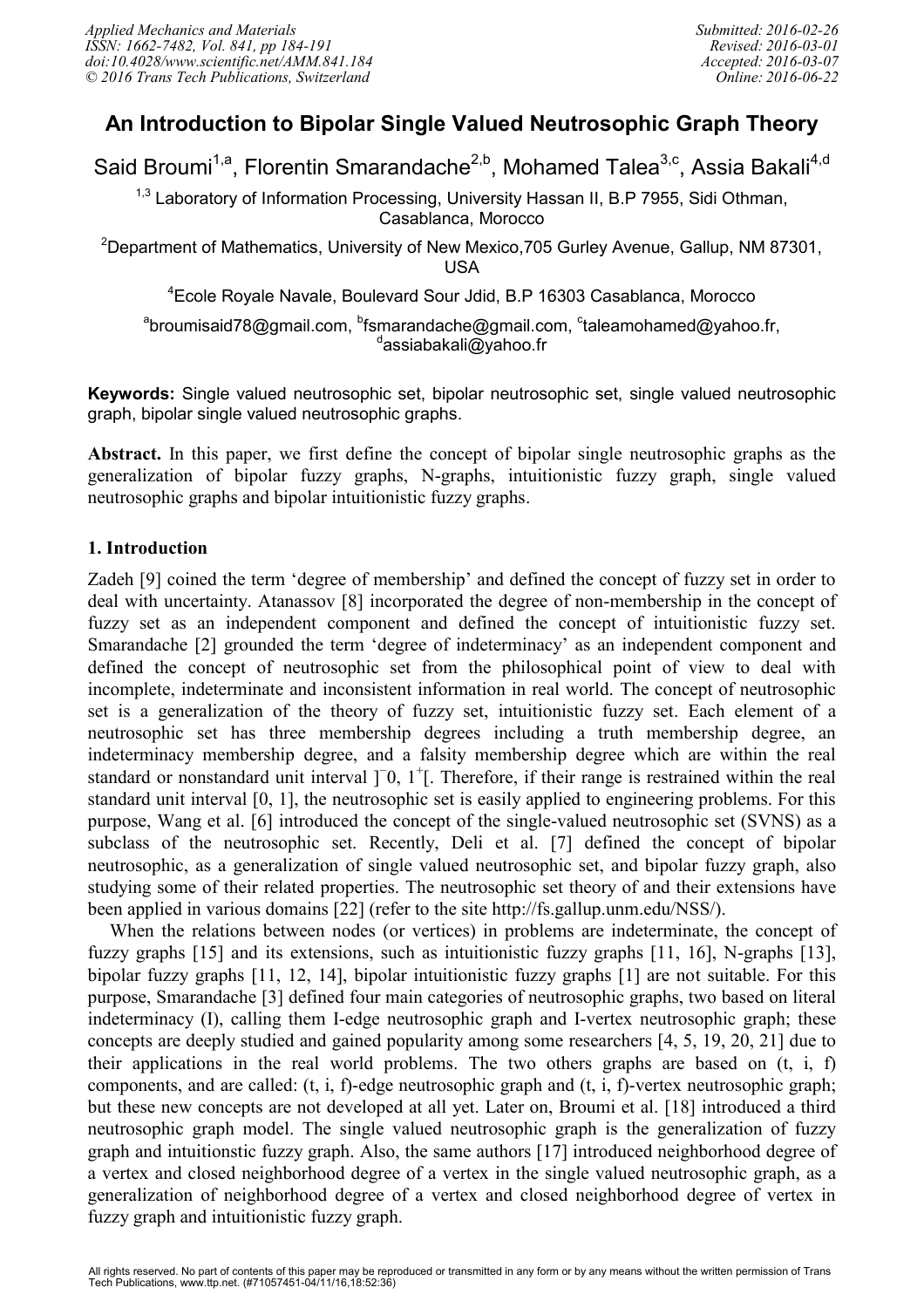# An Introduction to Bipolar Single Valued Neutrosophic Graph Theory

Said Broumi[1,a], Florentin Smarandache[2,b], Mohamed Talea[3,c], Assia Bakali[4,d]

[1,3] Laboratory of Information Processing, University Hassan II, B.P 7955, Sidi Othman, Casablanca, Morocco

[2]Department of Mathematics, University of New Mexico,705 Gurley Avenue, Gallup, NM 87301, USA

[4]Ecole Royale Navale, Boulevard Sour Jdid, B.P 16303 Casablanca, Morocco

[a]broumisaid78@gmail.com, [b]fsmarandache@gmail.com, [c]taleamohamed@yahoo.fr, [d]assiabakali@yahoo.fr

**Keywords:** Single valued neutrosophic set, bipolar neutrosophic set, single valued neutrosophic graph, bipolar single valued neutrosophic graphs.

**Abstract.** In this paper, we first define the concept of bipolar single neutrosophic graphs as the generalization of bipolar fuzzy graphs, N-graphs, intuitionistic fuzzy graph, single valued neutrosophic graphs and bipolar intuitionistic fuzzy graphs.

## 1. Introduction

Zadeh [9] coined the term 'degree of membership' and defined the concept of fuzzy set in order to deal with uncertainty. Atanassov [8] incorporated the degree of non-membership in the concept of fuzzy set as an independent component and defined the concept of intuitionistic fuzzy set. Smarandache [2] grounded the term 'degree of indeterminacy' as an independent component and defined the concept of neutrosophic set from the philosophical point of view to deal with incomplete, indeterminate and inconsistent information in real world. The concept of neutrosophic set is a generalization of the theory of fuzzy set, intuitionistic fuzzy set. Each element of a neutrosophic set has three membership degrees including a truth membership degree, an indeterminacy membership degree, and a falsity membership degree which are within the real standard or nonstandard unit interval $]^{-}0, 1^{+}[$. Therefore, if their range is restrained within the real standard unit interval [0, 1], the neutrosophic set is easily applied to engineering problems. For this purpose, Wang et al. [6] introduced the concept of the single-valued neutrosophic set (SVNS) as a subclass of the neutrosophic set. Recently, Deli et al. [7] defined the concept of bipolar neutrosophic, as a generalization of single valued neutrosophic set, and bipolar fuzzy graph, also studying some of their related properties. The neutrosophic set theory of and their extensions have been applied in various domains [22] (refer to the site http://fs.gallup.unm.edu/NSS/).

When the relations between nodes (or vertices) in problems are indeterminate, the concept of fuzzy graphs [15] and its extensions, such as intuitionistic fuzzy graphs [11, 16], N-graphs [13], bipolar fuzzy graphs [11, 12, 14], bipolar intuitionistic fuzzy graphs [1] are not suitable. For this purpose, Smarandache [3] defined four main categories of neutrosophic graphs, two based on literal indeterminacy (I), calling them I-edge neutrosophic graph and I-vertex neutrosophic graph; these concepts are deeply studied and gained popularity among some researchers [4, 5, 19, 20, 21] due to their applications in the real world problems. The two others graphs are based on (t, i, f) components, and are called: (t, i, f)-edge neutrosophic graph and (t, i, f)-vertex neutrosophic graph; but these new concepts are not developed at all yet. Later on, Broumi et al. [18] introduced a third neutrosophic graph model. The single valued neutrosophic graph is the generalization of fuzzy graph and intuitionstic fuzzy graph. Also, the same authors [17] introduced neighborhood degree of a vertex and closed neighborhood degree of a vertex in the single valued neutrosophic graph, as a generalization of neighborhood degree of a vertex and closed neighborhood degree of vertex in fuzzy graph and intuitionistic fuzzy graph.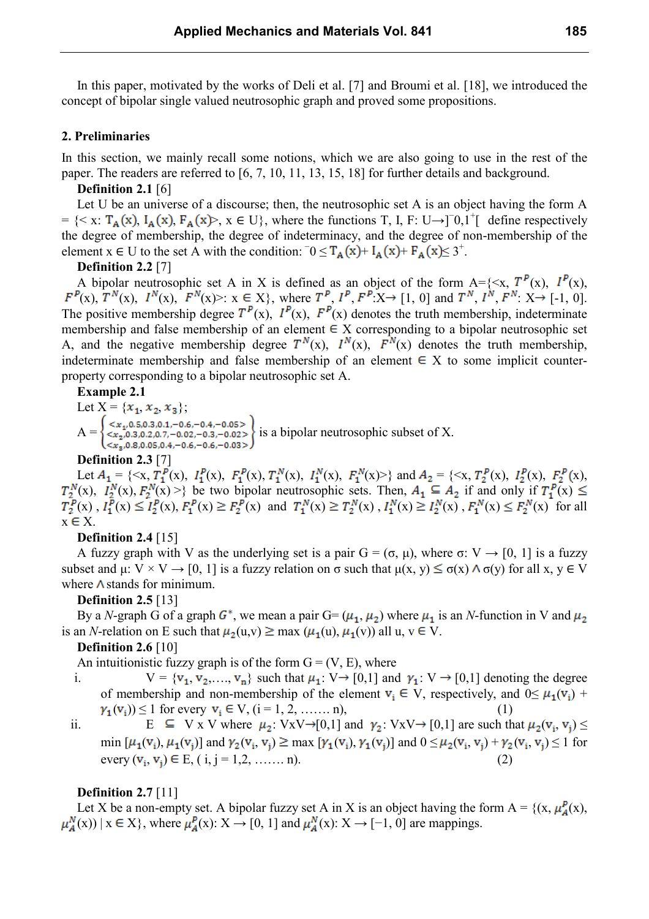In this paper, motivated by the works of Deli et al. [7] and Broumi et al. [18], we introduced the concept of bipolar single valued neutrosophic graph and proved some propositions.

## 2. Preliminaries

In this section, we mainly recall some notions, which we are also going to use in the rest of the paper. The readers are referred to [6, 7, 10, 11, 13, 15, 18] for further details and background.

**Definition 2.1** [6]

Let U be an universe of a discourse; then, the neutrosophic set A is an object having the form A = {< x: $T_A(x)$, $I_A(x)$, $F_A(x)$>, x ∈ U}, where the functions T, I, F: U→]$^{-}$0,1$^{+}$[ define respectively the degree of membership, the degree of indeterminacy, and the degree of non-membership of the element x ∈ U to the set A with the condition: $^{-}0 \leq T_A(x) + I_A(x) + F_A(x) \leq 3^{+}$.

**Definition 2.2** [7]

A bipolar neutrosophic set A in X is defined as an object of the form A={<x, $T^P(x)$, $I^P(x)$, $F^P(x)$, $T^N(x)$, $I^N(x)$, $F^N(x)$>: x ∈ X}, where $T^P$, $I^P$, $F^P$:X→ [1, 0] and $T^N$, $I^N$, $F^N$: X→ [-1, 0]. The positive membership degree $T^P(x)$, $I^P(x)$, $F^P(x)$ denotes the truth membership, indeterminate membership and false membership of an element ∈ X corresponding to a bipolar neutrosophic set A, and the negative membership degree $T^N(x)$, $I^N(x)$, $F^N(x)$ denotes the truth membership, indeterminate membership and false membership of an element ∈ X to some implicit counter-property corresponding to a bipolar neutrosophic set A.

**Example 2.1**

Let X = {$x_1, x_2, x_3$};

$$A = \begin{Bmatrix} <x_1, 0.5, 0.3, 0.1, -0.6, -0.4, -0.05> \\ <x_2, 0.3, 0.2, 0.7, -0.02, -0.3, -0.02> \\ <x_3, 0.8, 0.05, 0.4, -0.6, -0.6, -0.03> \end{Bmatrix}$$ is a bipolar neutrosophic subset of X.

**Definition 2.3** [7]

Let $A_1$ = {<x, $T_1^P(x)$, $I_1^P(x)$, $F_1^P(x)$, $T_1^N(x)$, $I_1^N(x)$, $F_1^N(x)$>} and $A_2$ = {<x, $T_2^P(x)$, $I_2^P(x)$, $F_2^P(x)$, $T_2^N(x)$, $I_2^N(x)$, $F_2^N(x)$ >} be two bipolar neutrosophic sets. Then, $A_1 \subseteq A_2$ if and only if $T_1^P(x) \leq T_2^P(x)$, $I_1^P(x) \leq I_2^P(x)$, $F_1^P(x) \geq F_2^P(x)$ and $T_1^N(x) \geq T_2^N(x)$, $I_1^N(x) \geq I_2^N(x)$, $F_1^N(x) \leq F_2^N(x)$ for all x ∈ X.

**Definition 2.4** [15]

A fuzzy graph with V as the underlying set is a pair G = (σ, μ), where σ: V → [0, 1] is a fuzzy subset and μ: V × V → [0, 1] is a fuzzy relation on σ such that μ(x, y) ≤ σ(x) ∧ σ(y) for all x, y ∈ V where ∧ stands for minimum.

**Definition 2.5** [13]

By a *N*-graph G of a graph $G^*$, we mean a pair G= ($\mu_1$, $\mu_2$) where $\mu_1$ is an *N*-function in V and $\mu_2$ is an *N*-relation on E such that $\mu_2$(u,v) ≥ max ($\mu_1$(u), $\mu_1$(v)) all u, v ∈ V.

**Definition 2.6** [10]

An intuitionistic fuzzy graph is of the form G = (V, E), where

i. V = {$v_1, v_2, \ldots, v_n$} such that $\mu_1$: V→ [0,1] and $\gamma_1$: V → [0,1] denoting the degree of membership and non-membership of the element $v_i$ ∈ V, respectively, and 0≤ $\mu_1(v_i)$ + $\gamma_1(v_i)$) ≤ 1 for every $v_i$ ∈ V, (i = 1, 2, ……. n), (1)

ii. E ⊆ V x V where $\mu_2$: VxV→[0,1] and $\gamma_2$: VxV→ [0,1] are such that $\mu_2(v_i, v_j) \leq$ min [$\mu_1(v_i)$, $\mu_1(v_j)$] and $\gamma_2(v_i, v_j) \geq$ max [$\gamma_1(v_i)$, $\gamma_1(v_j)$] and 0 ≤ $\mu_2(v_i, v_j) + \gamma_2(v_i, v_j) \leq 1$ for every ($v_i$, $v_j$) ∈ E, ( i, j = 1,2, ……. n). (2)

**Definition 2.7** [11]

Let X be a non-empty set. A bipolar fuzzy set A in X is an object having the form A = {(x, $\mu_A^P(x)$, $\mu_A^N(x)$) | x ∈ X}, where $\mu_A^P(x)$: X → [0, 1] and $\mu_A^N(x)$: X → [−1, 0] are mappings.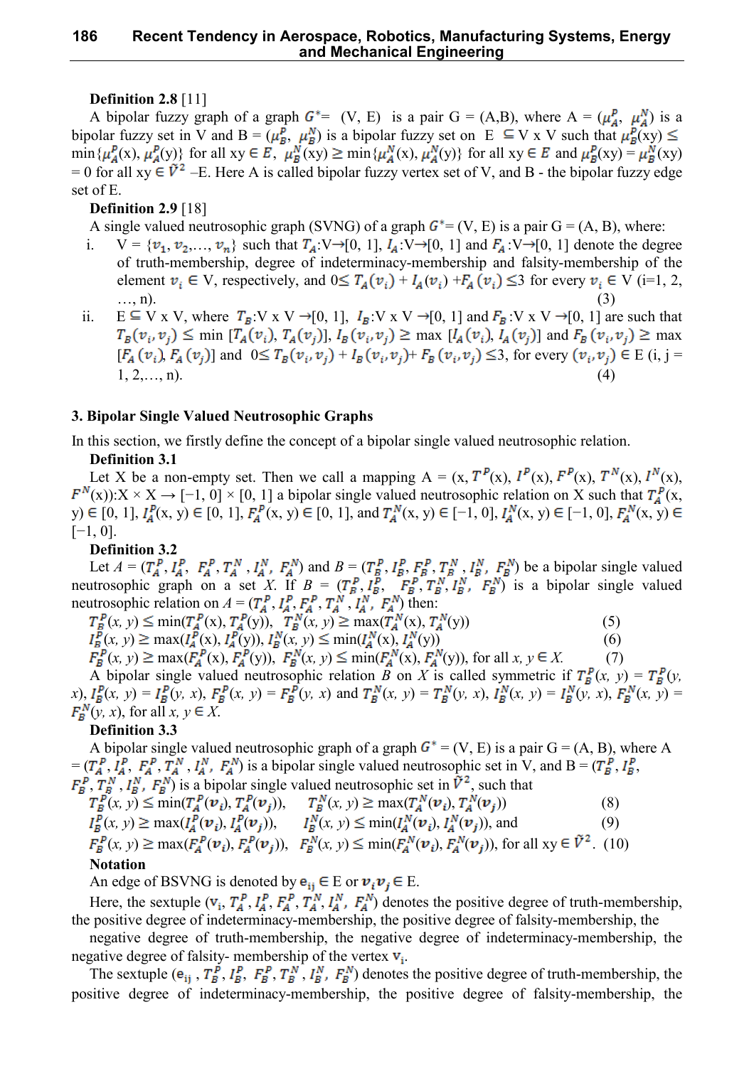**Definition 2.8** [11]

A bipolar fuzzy graph of a graph $G^*=$ (V, E) is a pair G = (A,B), where A = ($\mu_A^P$, $\mu_A^N$) is a bipolar fuzzy set in V and B = ($\mu_B^P$, $\mu_B^N$) is a bipolar fuzzy set on E $\subseteq$ V x V such that $\mu_B^P$(xy) $\leq$ min{$\mu_A^P$(x), $\mu_A^P$(y)} for all xy $\in E$, $\mu_B^N$(xy) $\geq$ min{$\mu_A^N$(x), $\mu_A^N$(y)} for all xy $\in E$ and $\mu_B^P$(xy) = $\mu_B^N$(xy) = 0 for all xy $\in \tilde{V}^2$ –E. Here A is called bipolar fuzzy vertex set of V, and B - the bipolar fuzzy edge set of E.

**Definition 2.9** [18]

A single valued neutrosophic graph (SVNG) of a graph $G^*$= (V, E) is a pair G = (A, B), where:

i. V = {$v_1, v_2,\dots, v_n$} such that $T_A$:V→[0, 1], $I_A$:V→[0, 1] and $F_A$:V→[0, 1] denote the degree of truth-membership, degree of indeterminacy-membership and falsity-membership of the element $v_i \in$ V, respectively, and $0\leq T_A(v_i) + I_A(v_i) + F_A(v_i) \leq 3$ for every $v_i \in$ V (i=1, 2, …, n). (3)

ii. E $\subseteq$ V x V, where $T_B$:V x V →[0, 1], $I_B$:V x V →[0, 1] and $F_B$:V x V →[0, 1] are such that $T_B(v_i, v_j) \leq$ min [$T_A(v_i)$, $T_A(v_j)$], $I_B(v_i, v_j) \geq$ max [$I_A(v_i)$, $I_A(v_j)$] and $F_B(v_i, v_j) \geq$ max [$F_A(v_i)$, $F_A(v_j)$] and $0\leq T_B(v_i, v_j) + I_B(v_i, v_j) + F_B(v_i, v_j) \leq 3$, for every $(v_i, v_j) \in$ E (i, j = 1, 2,…, n). (4)

## 3. Bipolar Single Valued Neutrosophic Graphs

In this section, we firstly define the concept of a bipolar single valued neutrosophic relation.

**Definition 3.1**

Let X be a non-empty set. Then we call a mapping A = (x, $T^P$(x), $I^P$(x), $F^P$(x), $T^N$(x), $I^N$(x), $F^N$(x)):X × X → [−1, 0] × [0, 1] a bipolar single valued neutrosophic relation on X such that $T_A^P$(x, y) $\in$ [0, 1], $I_A^P$(x, y) $\in$ [0, 1], $F_A^P$(x, y) $\in$ [0, 1], and $T_A^N$(x, y) $\in$ [−1, 0], $I_A^N$(x, y) $\in$ [−1, 0], $F_A^N$(x, y) $\in$ [−1, 0].

**Definition 3.2**

Let $A$ = ($T_A^P$, $I_A^P$, $F_A^P$, $T_A^N$, $I_A^N$, $F_A^N$) and $B$ = ($T_B^P$, $I_B^P$, $F_B^P$, $T_B^N$, $I_B^N$, $F_B^N$) be a bipolar single valued neutrosophic graph on a set $X$. If $B$ = ($T_B^P$, $I_B^P$, $F_B^P$, $T_B^N$, $I_B^N$, $F_B^N$) is a bipolar single valued neutrosophic relation on $A$ = ($T_A^P$, $I_A^P$, $F_A^P$, $T_A^N$, $I_A^N$, $F_A^N$) then:

$T_B^P(x, y) \leq \min(T_A^P(x), T_A^P(y))$, $T_B^N(x, y) \geq \max(T_A^N(x), T_A^N(y))$ (5)

$I_B^P(x, y) \geq \max(I_A^P(x), I_A^P(y))$, $I_B^N(x, y) \leq \min(I_A^N(x), I_A^N(y))$ (6)

$F_B^P(x, y) \geq \max(F_A^P(x), F_A^P(y))$, $F_B^N(x, y) \leq \min(F_A^N(x), F_A^N(y))$, for all $x, y \in X$. (7)

A bipolar single valued neutrosophic relation $B$ on $X$ is called symmetric if $T_B^P(x, y) = T_B^P(y, x)$, $I_B^P(x, y) = I_B^P(y, x)$, $F_B^P(x, y) = F_B^P(y, x)$ and $T_B^N(x, y) = T_B^N(y, x)$, $I_B^N(x, y) = I_B^N(y, x)$, $F_B^N(x, y) = F_B^N(y, x)$, for all $x, y \in X$.

**Definition 3.3**

A bipolar single valued neutrosophic graph of a graph $G^*$ = (V, E) is a pair G = (A, B), where A = ($T_A^P$, $I_A^P$, $F_A^P$, $T_A^N$, $I_A^N$, $F_A^N$) is a bipolar single valued neutrosophic set in V, and B = ($T_B^P$, $I_B^P$, $F_B^P$, $T_B^N$, $I_B^N$, $F_B^N$) is a bipolar single valued neutrosophic set in $\tilde{V}^2$, such that

$T_B^P(x, y) \leq \min(T_A^P(v_i), T_A^P(v_j))$, $T_B^N(x, y) \geq \max(T_A^N(v_i), T_A^N(v_j))$ (8)

$I_B^P(x, y) \geq \max(I_A^P(v_i), I_A^P(v_j))$, $I_B^N(x, y) \leq \min(I_A^N(v_i), I_A^N(v_j))$, and (9)

$F_B^P(x, y) \geq \max(F_A^P(v_i), F_A^P(v_j))$, $F_B^N(x, y) \leq \min(F_A^N(v_i), F_A^N(v_j))$, for all xy $\in \tilde{V}^2$. (10)

**Notation**

An edge of BSVNG is denoted by $e_{ij} \in$ E or $v_i v_j \in$ E.

Here, the sextuple ($v_i$, $T_A^P$, $I_A^P$, $F_A^P$, $T_A^N$, $I_A^N$, $F_A^N$) denotes the positive degree of truth-membership, the positive degree of indeterminacy-membership, the positive degree of falsity-membership, the negative degree of truth-membership, the negative degree of indeterminacy-membership, the negative degree of falsity- membership of the vertex $v_i$.

The sextuple ($e_{ij}$, $T_B^P$, $I_B^P$, $F_B^P$, $T_B^N$, $I_B^N$, $F_B^N$) denotes the positive degree of truth-membership, the positive degree of indeterminacy-membership, the positive degree of falsity-membership, the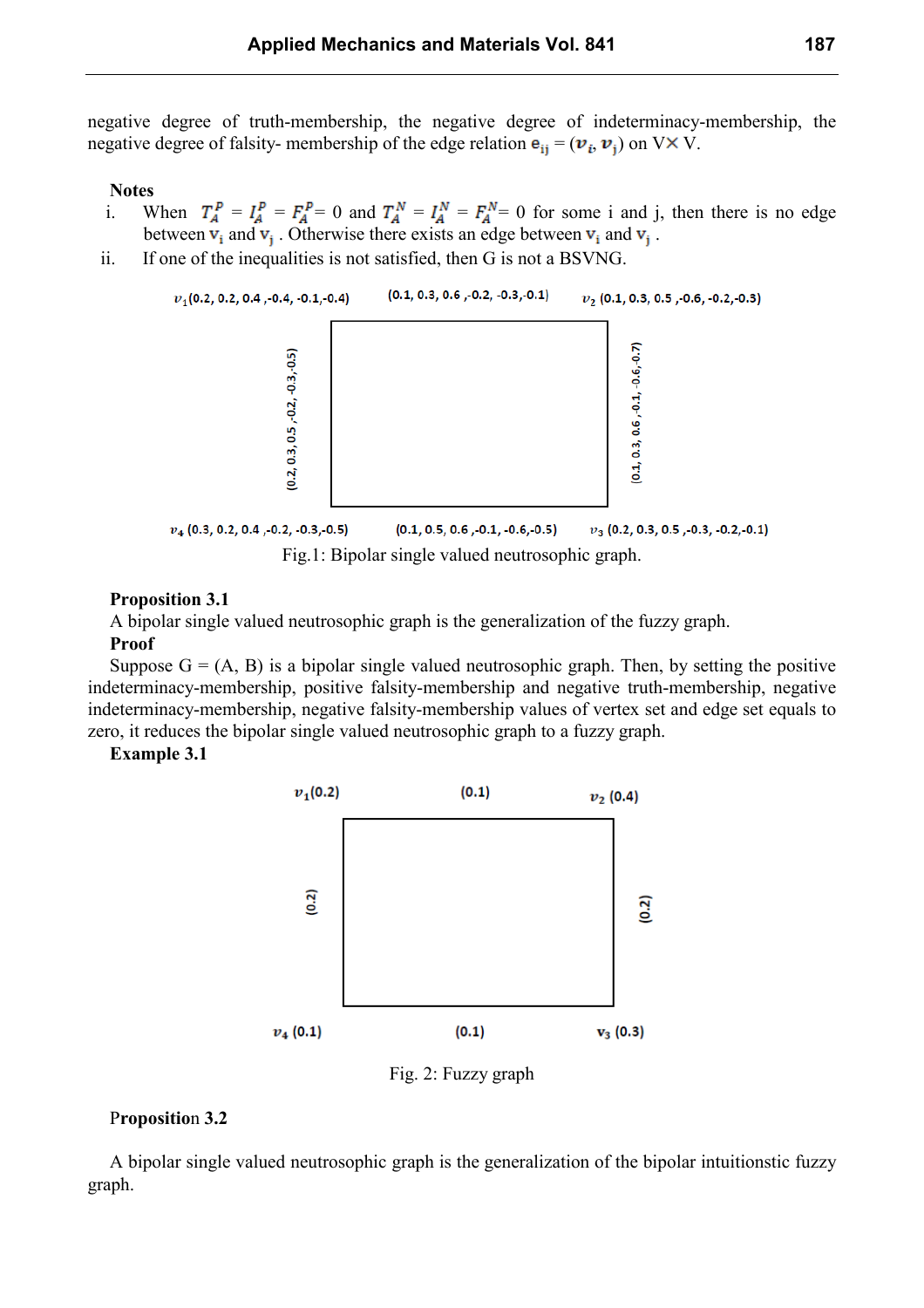negative degree of truth-membership, the negative degree of indeterminacy-membership, the negative degree of falsity- membership of the edge relation $e_{ij} = (v_i, v_j)$ on V× V.

**Notes**

i. When $T_A^P = I_A^P = F_A^P = 0$ and $T_A^N = I_A^N = F_A^N = 0$ for some i and j, then there is no edge between $v_i$ and $v_j$ . Otherwise there exists an edge between $v_i$ and $v_j$ .

ii. If one of the inequalities is not satisfied, then G is not a BSVNG.

$v_1$(0.2, 0.2, 0.4 ,-0.4, -0.1,-0.4) (0.1, 0.3, 0.6 ,-0.2, -0.3,-0.1) $v_2$ (0.1, 0.3, 0.5 ,-0.6, -0.2,-0.3)

(0.2, 0.3, 0.5 ,-0.2, -0.3,-0.5) (0.1, 0.3, 0.6 ,-0.1, -0.6,-0.7)

$v_4$ (0.3, 0.2, 0.4 ,-0.2, -0.3,-0.5) (0.1, 0.5, 0.6 ,-0.1, -0.6,-0.5) $v_3$ (0.2, 0.3, 0.5 ,-0.3, -0.2,-0.1)

Fig.1: Bipolar single valued neutrosophic graph.

**Proposition 3.1**

A bipolar single valued neutrosophic graph is the generalization of the fuzzy graph.

**Proof**

Suppose G = (A, B) is a bipolar single valued neutrosophic graph. Then, by setting the positive indeterminacy-membership, positive falsity-membership and negative truth-membership, negative indeterminacy-membership, negative falsity-membership values of vertex set and edge set equals to zero, it reduces the bipolar single valued neutrosophic graph to a fuzzy graph.

**Example 3.1**

$v_1$(0.2) (0.1) $v_2$ (0.4)

(0.2) (0.2)

$v_4$ (0.1) (0.1) $v_3$ (0.3)

Fig. 2: Fuzzy graph

**Proposition 3.2**

A bipolar single valued neutrosophic graph is the generalization of the bipolar intuitionstic fuzzy graph.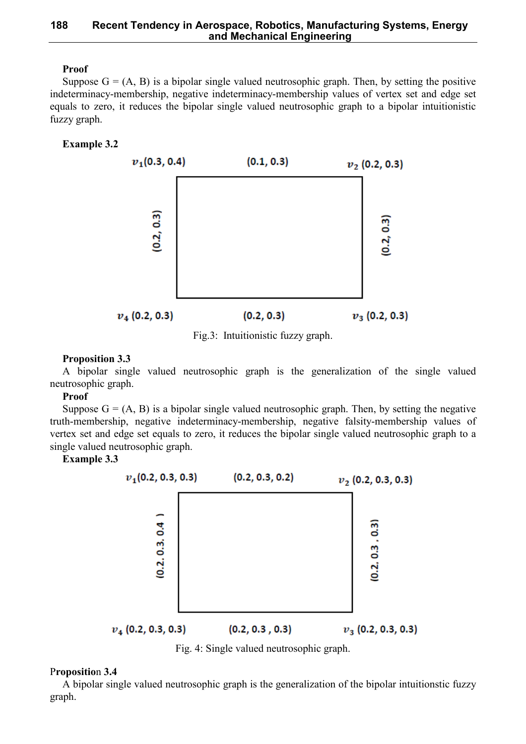**Proof**

Suppose G = (A, B) is a bipolar single valued neutrosophic graph. Then, by setting the positive indeterminacy-membership, negative indeterminacy-membership values of vertex set and edge set equals to zero, it reduces the bipolar single valued neutrosophic graph to a bipolar intuitionistic fuzzy graph.

**Example 3.2**

$v_1$(0.3, 0.4) (0.1, 0.3) $v_2$ (0.2, 0.3)

(0.2, 0.3) (0.2, 0.3)

$v_4$ (0.2, 0.3) (0.2, 0.3) $v_3$ (0.2, 0.3)

Fig.3: Intuitionistic fuzzy graph.

**Proposition 3.3**

A bipolar single valued neutrosophic graph is the generalization of the single valued neutrosophic graph.

**Proof**

Suppose G = (A, B) is a bipolar single valued neutrosophic graph. Then, by setting the negative truth-membership, negative indeterminacy-membership, negative falsity-membership values of vertex set and edge set equals to zero, it reduces the bipolar single valued neutrosophic graph to a single valued neutrosophic graph.

**Example 3.3**

$v_1$(0.2, 0.3, 0.3) (0.2, 0.3, 0.2) $v_2$ (0.2, 0.3, 0.3)

(0.2, 0.3, 0.4 ) (0.2, 0.3 , 0.3)

$v_4$ (0.2, 0.3, 0.3) (0.2, 0.3 , 0.3) $v_3$ (0.2, 0.3, 0.3)

Fig. 4: Single valued neutrosophic graph.

**Proposition 3.4**

A bipolar single valued neutrosophic graph is the generalization of the bipolar intuitionstic fuzzy graph.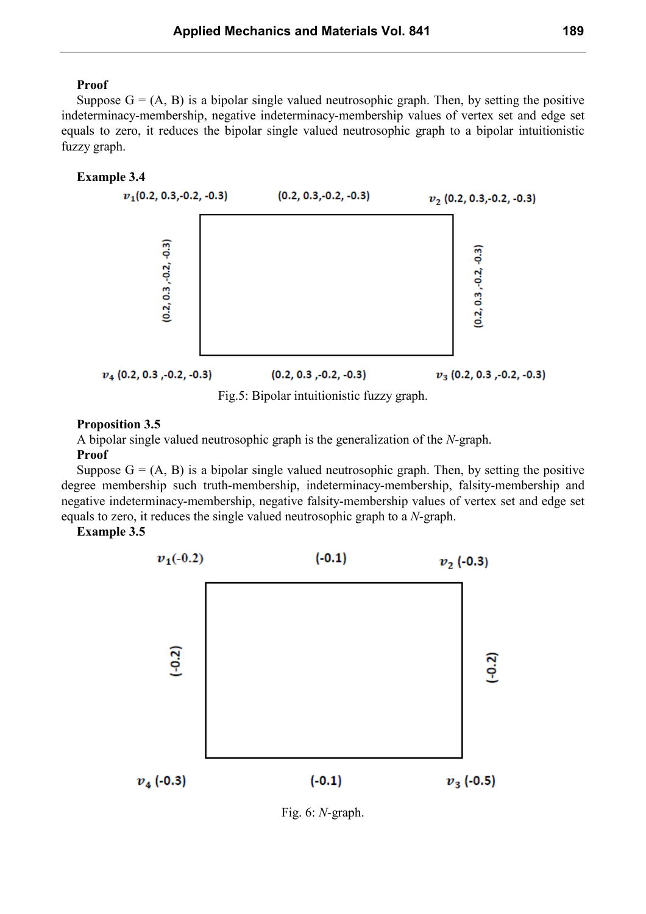**Proof**

Suppose G = (A, B) is a bipolar single valued neutrosophic graph. Then, by setting the positive indeterminacy-membership, negative indeterminacy-membership values of vertex set and edge set equals to zero, it reduces the bipolar single valued neutrosophic graph to a bipolar intuitionistic fuzzy graph.

**Example 3.4**

$v_1$(0.2, 0.3,-0.2, -0.3) (0.2, 0.3,-0.2, -0.3) $v_2$ (0.2, 0.3,-0.2, -0.3)

(0.2, 0.3 ,-0.2, -0.3) (0.2, 0.3 ,-0.2, -0.3)

$v_4$ (0.2, 0.3 ,-0.2, -0.3) (0.2, 0.3 ,-0.2, -0.3) $v_3$ (0.2, 0.3 ,-0.2, -0.3)

Fig.5: Bipolar intuitionistic fuzzy graph.

**Proposition 3.5**

A bipolar single valued neutrosophic graph is the generalization of the *N*-graph.

**Proof**

Suppose G = (A, B) is a bipolar single valued neutrosophic graph. Then, by setting the positive degree membership such truth-membership, indeterminacy-membership, falsity-membership and negative indeterminacy-membership, negative falsity-membership values of vertex set and edge set equals to zero, it reduces the single valued neutrosophic graph to a *N*-graph.

**Example 3.5**

$v_1$(-0.2) (-0.1) $v_2$ (-0.3)

(-0.2) (-0.2)

$v_4$ (-0.3) (-0.1) $v_3$ (-0.5)

Fig. 6: *N*-graph.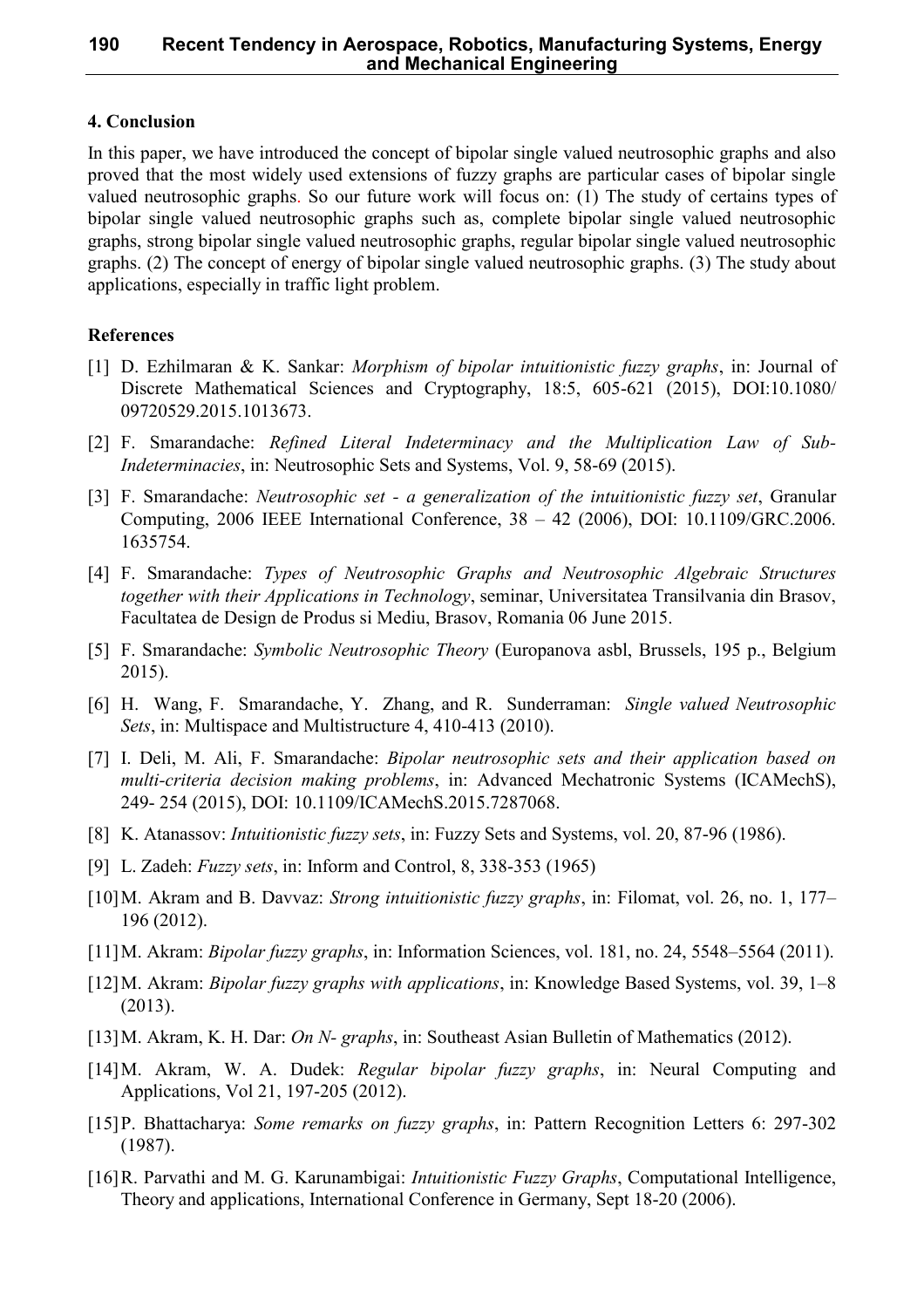## 4. Conclusion

In this paper, we have introduced the concept of bipolar single valued neutrosophic graphs and also proved that the most widely used extensions of fuzzy graphs are particular cases of bipolar single valued neutrosophic graphs. So our future work will focus on: (1) The study of certains types of bipolar single valued neutrosophic graphs such as, complete bipolar single valued neutrosophic graphs, strong bipolar single valued neutrosophic graphs, regular bipolar single valued neutrosophic graphs. (2) The concept of energy of bipolar single valued neutrosophic graphs. (3) The study about applications, especially in traffic light problem.

## References

[1] D. Ezhilmaran & K. Sankar: *Morphism of bipolar intuitionistic fuzzy graphs*, in: Journal of Discrete Mathematical Sciences and Cryptography, 18:5, 605-621 (2015), DOI:10.1080/09720529.2015.1013673.

[2] F. Smarandache: *Refined Literal Indeterminacy and the Multiplication Law of Sub-Indeterminacies*, in: Neutrosophic Sets and Systems, Vol. 9, 58-69 (2015).

[3] F. Smarandache: *Neutrosophic set - a generalization of the intuitionistic fuzzy set*, Granular Computing, 2006 IEEE International Conference, 38 – 42 (2006), DOI: 10.1109/GRC.2006.1635754.

[4] F. Smarandache: *Types of Neutrosophic Graphs and Neutrosophic Algebraic Structures together with their Applications in Technology*, seminar, Universitatea Transilvania din Brasov, Facultatea de Design de Produs si Mediu, Brasov, Romania 06 June 2015.

[5] F. Smarandache: *Symbolic Neutrosophic Theory* (Europanova asbl, Brussels, 195 p., Belgium 2015).

[6] H. Wang, F. Smarandache, Y. Zhang, and R. Sunderraman: *Single valued Neutrosophic Sets*, in: Multispace and Multistructure 4, 410-413 (2010).

[7] I. Deli, M. Ali, F. Smarandache: *Bipolar neutrosophic sets and their application based on multi-criteria decision making problems*, in: Advanced Mechatronic Systems (ICAMechS), 249- 254 (2015), DOI: 10.1109/ICAMechS.2015.7287068.

[8] K. Atanassov: *Intuitionistic fuzzy sets*, in: Fuzzy Sets and Systems, vol. 20, 87-96 (1986).

[9] L. Zadeh: *Fuzzy sets*, in: Inform and Control, 8, 338-353 (1965)

[10] M. Akram and B. Davvaz: *Strong intuitionistic fuzzy graphs*, in: Filomat, vol. 26, no. 1, 177–196 (2012).

[11] M. Akram: *Bipolar fuzzy graphs*, in: Information Sciences, vol. 181, no. 24, 5548–5564 (2011).

[12] M. Akram: *Bipolar fuzzy graphs with applications*, in: Knowledge Based Systems, vol. 39, 1–8 (2013).

[13] M. Akram, K. H. Dar: *On N- graphs*, in: Southeast Asian Bulletin of Mathematics (2012).

[14] M. Akram, W. A. Dudek: *Regular bipolar fuzzy graphs*, in: Neural Computing and Applications, Vol 21, 197-205 (2012).

[15] P. Bhattacharya: *Some remarks on fuzzy graphs*, in: Pattern Recognition Letters 6: 297-302 (1987).

[16] R. Parvathi and M. G. Karunambigai: *Intuitionistic Fuzzy Graphs*, Computational Intelligence, Theory and applications, International Conference in Germany, Sept 18-20 (2006).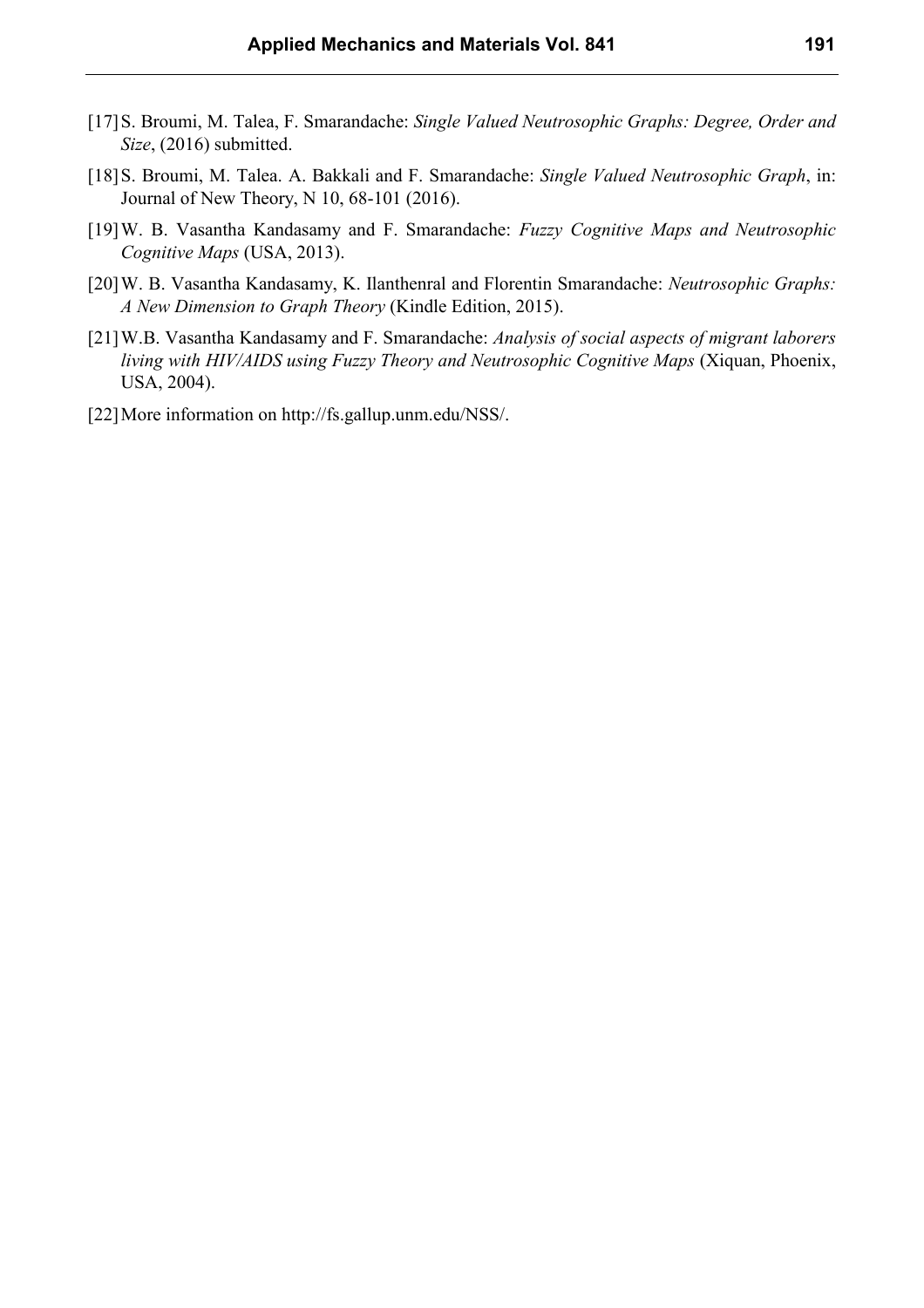[17] S. Broumi, M. Talea, F. Smarandache: *Single Valued Neutrosophic Graphs: Degree, Order and Size*, (2016) submitted.

[18] S. Broumi, M. Talea. A. Bakkali and F. Smarandache: *Single Valued Neutrosophic Graph*, in: Journal of New Theory, N 10, 68-101 (2016).

[19] W. B. Vasantha Kandasamy and F. Smarandache: *Fuzzy Cognitive Maps and Neutrosophic Cognitive Maps* (USA, 2013).

[20] W. B. Vasantha Kandasamy, K. Ilanthenral and Florentin Smarandache: *Neutrosophic Graphs: A New Dimension to Graph Theory* (Kindle Edition, 2015).

[21] W.B. Vasantha Kandasamy and F. Smarandache: *Analysis of social aspects of migrant laborers living with HIV/AIDS using Fuzzy Theory and Neutrosophic Cognitive Maps* (Xiquan, Phoenix, USA, 2004).

[22] More information on http://fs.gallup.unm.edu/NSS/.